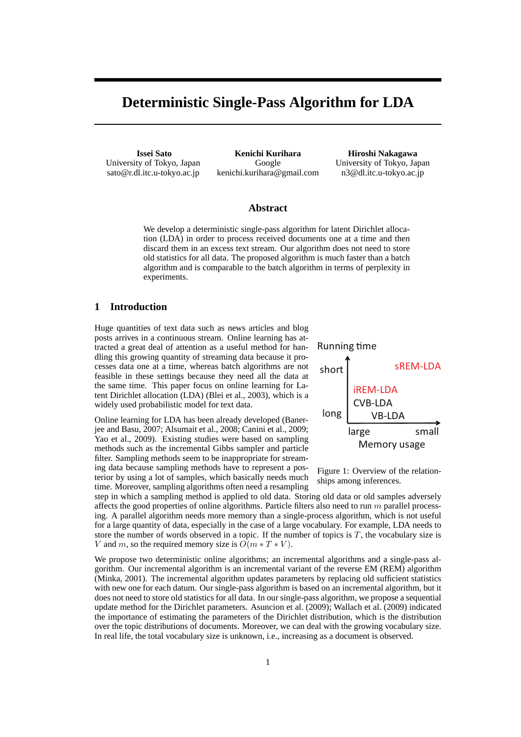# Deterministic Single-Pass Algorithm for LDA

**Issei Sato**
University of Tokyo, Japan
sato@r.dl.itc.u-tokyo.ac.jp

**Kenichi Kurihara**
Google
kenichi.kurihara@gmail.com

**Hiroshi Nakagawa**
University of Tokyo, Japan
n3@dl.itc.u-tokyo.ac.jp

## Abstract

We develop a deterministic single-pass algorithm for latent Dirichlet allocation (LDA) in order to process received documents one at a time and then discard them in an excess text stream. Our algorithm does not need to store old statistics for all data. The proposed algorithm is much faster than a batch algorithm and is comparable to the batch algorithm in terms of perplexity in experiments.

## 1 Introduction

Huge quantities of text data such as news articles and blog posts arrives in a continuous stream. Online learning has attracted a great deal of attention as a useful method for handling this growing quantity of streaming data because it processes data one at a time, whereas batch algorithms are not feasible in these settings because they need all the data at the same time. This paper focuses on online learning for Latent Dirichlet allocation (LDA) (Blei et al., 2003), which is a widely used probabilistic model for text data.

Online learning for LDA has been already developed (Banerjee and Basu, 2007; Alsumait et al., 2008; Canini et al., 2009; Yao et al., 2009). Existing studies were based on sampling methods such as the incremental Gibbs sampler and particle filter. Sampling methods seem to be inappropriate for streaming data because sampling methods have to represent a posterior by using a lot of samples, which basically needs much time. Moreover, sampling algorithms often need a resampling step in which a sampling method is applied to old data. Storing old data or old samples adversely affects the good properties of online algorithms. Particle filters also need to run $m$ parallel processing. A parallel algorithm needs more memory than a single-process algorithm, which is not useful for a large quantity of data, especially in the case of a large vocabulary. For example, LDA needs to store the number of words observed in a topic. If the number of topics is $T$, the vocabulary size is $V$ and $m$, so the required memory size is $O(m * T * V)$.

| Running time | | |
|---|---|---|
| short | | sREM-LDA |
| | iREM-LDA | |
| | CVB-LDA | |
| long | VB-LDA | |
| | large | small |
| | Memory usage | |

Figure 1: Overview of the relationships among inferences.

We propose two deterministic online algorithms; an incremental algorithms and a single-pass algorithm. Our incremental algorithm is an incremental variant of the reverse EM (REM) algorithm (Minka, 2001). The incremental algorithm updates parameters by replacing old sufficient statistics with new one for each datum. Our single-pass algorithm is based on an incremental algorithm, but it does not need to store old statistics for all data. In our single-pass algorithm, we propose a sequential update method for the Dirichlet parameters. Asuncion et al. (2009); Wallach et al. (2009) indicated the importance of estimating the parameters of the Dirichlet distribution, which is the distribution over the topic distributions of documents. Moreover, we can deal with the growing vocabulary size. In real life, the total vocabulary size is unknown, i.e., increasing as a document is observed.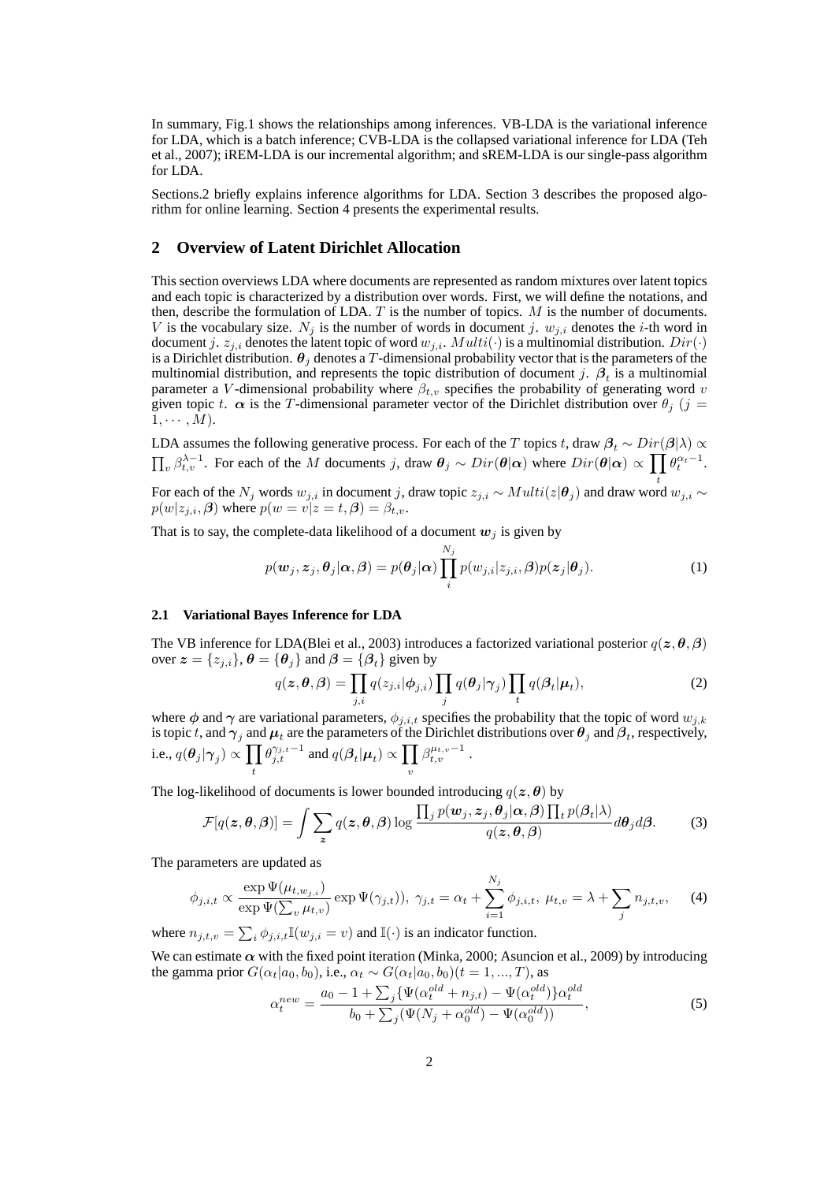In summary, Fig.1 shows the relationships among inferences. VB-LDA is the variational inference for LDA, which is a batch inference; CVB-LDA is the collapsed variational inference for LDA (Teh et al., 2007); iREM-LDA is our incremental algorithm; and sREM-LDA is our single-pass algorithm for LDA.

Sections.2 briefly explains inference algorithms for LDA. Section 3 describes the proposed algorithm for online learning. Section 4 presents the experimental results.

## 2 Overview of Latent Dirichlet Allocation

This section overviews LDA where documents are represented as random mixtures over latent topics and each topic is characterized by a distribution over words. First, we will define the notations, and then, describe the formulation of LDA. $T$ is the number of topics. $M$ is the number of documents. $V$ is the vocabulary size. $N_j$ is the number of words in document $j$. $w_{j,i}$ denotes the $i$-th word in document $j$. $z_{j,i}$ denotes the latent topic of word $w_{j,i}$. $Multi(\cdot)$ is a multinomial distribution. $Dir(\cdot)$ is a Dirichlet distribution. $\boldsymbol{\theta}_j$ denotes a $T$-dimensional probability vector that is the parameters of the multinomial distribution, and represents the topic distribution of document $j$. $\boldsymbol{\beta}_t$ is a multinomial parameter a $V$-dimensional probability where $\beta_{t,v}$ specifies the probability of generating word $v$ given topic $t$. $\boldsymbol{\alpha}$ is the $T$-dimensional parameter vector of the Dirichlet distribution over $\theta_j$ ($j = 1, \cdots, M$).

LDA assumes the following generative process. For each of the $T$ topics $t$, draw $\boldsymbol{\beta}_t \sim Dir(\boldsymbol{\beta}|\lambda) \propto \prod_v \beta_{t,v}^{\lambda-1}$. For each of the $M$ documents $j$, draw $\boldsymbol{\theta}_j \sim Dir(\boldsymbol{\theta}|\boldsymbol{\alpha})$ where $Dir(\boldsymbol{\theta}|\boldsymbol{\alpha}) \propto \prod_t \theta_t^{\alpha_t - 1}$. For each of the $N_j$ words $w_{j,i}$ in document $j$, draw topic $z_{j,i} \sim Multi(z|\boldsymbol{\theta}_j)$ and draw word $w_{j,i} \sim p(w|z_{j,i}, \boldsymbol{\beta})$ where $p(w = v|z = t, \boldsymbol{\beta}) = \beta_{t,v}$.

That is to say, the complete-data likelihood of a document $\boldsymbol{w}_j$ is given by

$$p(\boldsymbol{w}_j, \boldsymbol{z}_j, \boldsymbol{\theta}_j|\boldsymbol{\alpha}, \boldsymbol{\beta}) = p(\boldsymbol{\theta}_j|\boldsymbol{\alpha}) \prod_i^{N_j} p(w_{j,i}|z_{j,i}, \boldsymbol{\beta}) p(\boldsymbol{z}_j|\boldsymbol{\theta}_j). \tag{1}$$

### 2.1 Variational Bayes Inference for LDA

The VB inference for LDA(Blei et al., 2003) introduces a factorized variational posterior $q(\boldsymbol{z}, \boldsymbol{\theta}, \boldsymbol{\beta})$ over $\boldsymbol{z} = \{z_{j,i}\}$, $\boldsymbol{\theta} = \{\boldsymbol{\theta}_j\}$ and $\boldsymbol{\beta} = \{\boldsymbol{\beta}_t\}$ given by

$$q(\boldsymbol{z}, \boldsymbol{\theta}, \boldsymbol{\beta}) = \prod_{j,i} q(z_{j,i}|\boldsymbol{\phi}_{j,i}) \prod_j q(\boldsymbol{\theta}_j|\boldsymbol{\gamma}_j) \prod_t q(\boldsymbol{\beta}_t|\boldsymbol{\mu}_t), \tag{2}$$

where $\boldsymbol{\phi}$ and $\boldsymbol{\gamma}$ are variational parameters, $\phi_{j,i,t}$ specifies the probability that the topic of word $w_{j,k}$ is topic $t$, and $\boldsymbol{\gamma}_j$ and $\boldsymbol{\mu}_t$ are the parameters of the Dirichlet distributions over $\boldsymbol{\theta}_j$ and $\boldsymbol{\beta}_t$, respectively, i.e., $q(\boldsymbol{\theta}_j|\boldsymbol{\gamma}_j) \propto \prod_t \theta_{j,t}^{\gamma_{j,t}-1}$ and $q(\boldsymbol{\beta}_t|\boldsymbol{\mu}_t) \propto \prod_v \beta_{t,v}^{\mu_{t,v}-1}$.

The log-likelihood of documents is lower bounded introducing $q(\boldsymbol{z}, \boldsymbol{\theta})$ by

$$\mathcal{F}[q(\boldsymbol{z}, \boldsymbol{\theta}, \boldsymbol{\beta})] = \int \sum_{\boldsymbol{z}} q(\boldsymbol{z}, \boldsymbol{\theta}, \boldsymbol{\beta}) \log \frac{\prod_j p(\boldsymbol{w}_j, \boldsymbol{z}_j, \boldsymbol{\theta}_j|\boldsymbol{\alpha}, \boldsymbol{\beta}) \prod_t p(\boldsymbol{\beta}_t|\lambda)}{q(\boldsymbol{z}, \boldsymbol{\theta}, \boldsymbol{\beta})} d\boldsymbol{\theta}_j d\boldsymbol{\beta}. \tag{3}$$

The parameters are updated as

$$\phi_{j,i,t} \propto \frac{\exp \Psi(\mu_{t,w_{j,i}})}{\exp \Psi(\sum_v \mu_{t,v})} \exp \Psi(\gamma_{j,t})), \; \gamma_{j,t} = \alpha_t + \sum_{i=1}^{N_j} \phi_{j,i,t}, \; \mu_{t,v} = \lambda + \sum_j n_{j,t,v}, \tag{4}$$

where $n_{j,t,v} = \sum_i \phi_{j,i,t} \mathbb{I}(w_{j,i} = v)$ and $\mathbb{I}(\cdot)$ is an indicator function.

We can estimate $\boldsymbol{\alpha}$ with the fixed point iteration (Minka, 2000; Asuncion et al., 2009) by introducing the gamma prior $G(\alpha_t|a_0, b_0)$, i.e., $\alpha_t \sim G(\alpha_t|a_0, b_0) (t = 1, ..., T)$, as

$$\alpha_t^{new} = \frac{a_0 - 1 + \sum_j \{\Psi(\alpha_t^{old} + n_{j,t}) - \Psi(\alpha_t^{old})\} \alpha_t^{old}}{b_0 + \sum_j (\Psi(N_j + \alpha_0^{old}) - \Psi(\alpha_0^{old}))}, \tag{5}$$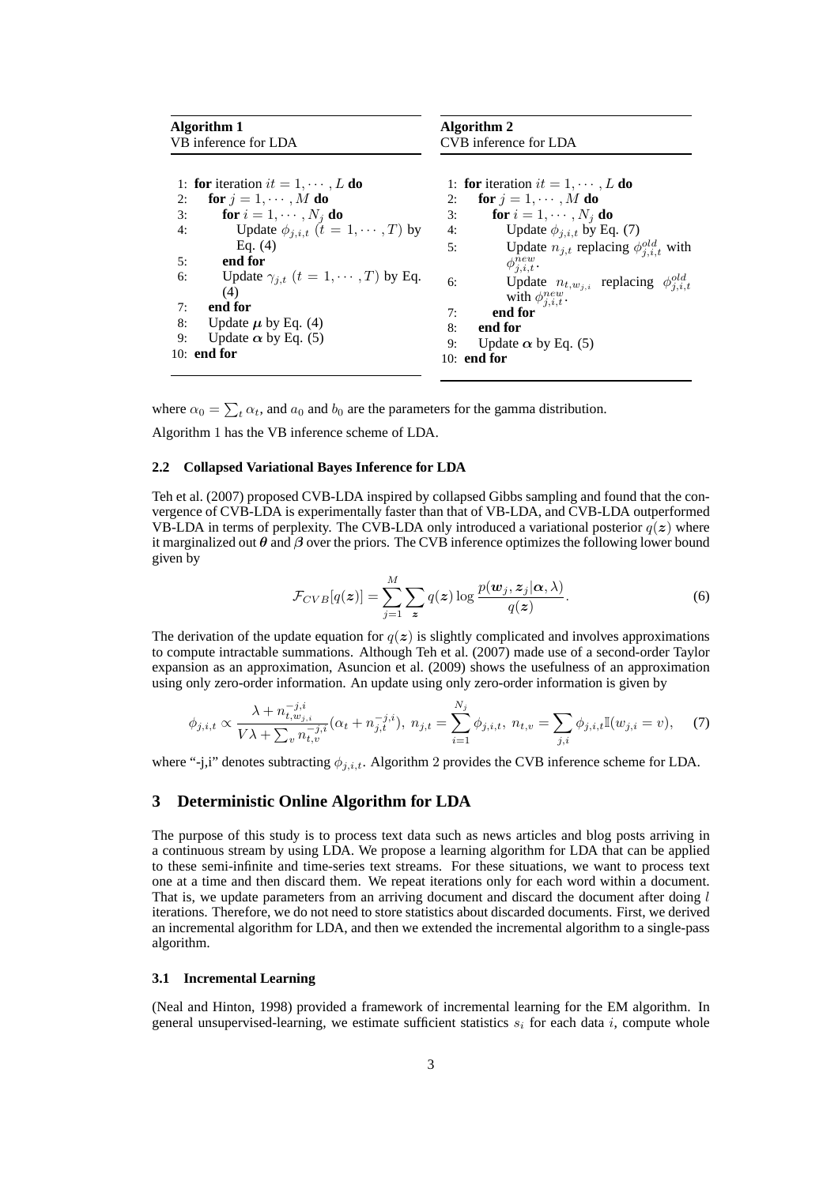**Algorithm 1**
VB inference for LDA

```
1: for iteration it = 1, ··· , L do
2:   for j = 1, ··· , M do
3:     for i = 1, ··· , N_j do
4:       Update φ_{j,i,t} (t = 1, ··· , T) by Eq. (4)
5:     end for
6:     Update γ_{j,t} (t = 1, ··· , T) by Eq. (4)
7:   end for
8:   Update μ by Eq. (4)
9:   Update α by Eq. (5)
10: end for
```

**Algorithm 2**
CVB inference for LDA

```
1: for iteration it = 1, ··· , L do
2:   for j = 1, ··· , M do
3:     for i = 1, ··· , N_j do
4:       Update φ_{j,i,t} by Eq. (7)
5:       Update n_{j,t} replacing φ^{old}_{j,i,t} with φ^{new}_{j,i,t}.
6:       Update n_{t,w_{j,i}} replacing φ^{old}_{j,i,t} with φ^{new}_{j,i,t}.
7:     end for
8:   end for
9:   Update α by Eq. (5)
10: end for
```

where $\alpha_0 = \sum_t \alpha_t$, and $a_0$ and $b_0$ are the parameters for the gamma distribution.

Algorithm 1 has the VB inference scheme of LDA.

### 2.2 Collapsed Variational Bayes Inference for LDA

Teh et al. (2007) proposed CVB-LDA inspired by collapsed Gibbs sampling and found that the convergence of CVB-LDA is experimentally faster than that of VB-LDA, and CVB-LDA outperformed VB-LDA in terms of perplexity. The CVB-LDA only introduced a variational posterior $q(\boldsymbol{z})$ where it marginalized out $\boldsymbol{\theta}$ and $\boldsymbol{\beta}$ over the priors. The CVB inference optimizes the following lower bound given by

$$\mathcal{F}_{CVB}[q(\boldsymbol{z})] = \sum_{j=1}^{M} \sum_{\boldsymbol{z}} q(\boldsymbol{z}) \log \frac{p(\boldsymbol{w}_j, \boldsymbol{z}_j | \boldsymbol{\alpha}, \lambda)}{q(\boldsymbol{z})}. \tag{6}$$

The derivation of the update equation for $q(\boldsymbol{z})$ is slightly complicated and involves approximations to compute intractable summations. Although Teh et al. (2007) made use of a second-order Taylor expansion as an approximation, Asuncion et al. (2009) shows the usefulness of an approximation using only zero-order information. An update using only zero-order information is given by

$$\phi_{j,i,t} \propto \frac{\lambda + n_{t,w_{j,i}}^{-j,i}}{V\lambda + \sum_v n_{t,v}^{-j,i}} (\alpha_t + n_{j,t}^{-j,i}),\ n_{j,t} = \sum_{i=1}^{N_j} \phi_{j,i,t},\ n_{t,v} = \sum_{j,i} \phi_{j,i,t} \mathbb{I}(w_{j,i} = v), \tag{7}$$

where "-j,i" denotes subtracting $\phi_{j,i,t}$. Algorithm 2 provides the CVB inference scheme for LDA.

## 3 Deterministic Online Algorithm for LDA

The purpose of this study is to process text data such as news articles and blog posts arriving in a continuous stream by using LDA. We propose a learning algorithm for LDA that can be applied to these semi-infinite and time-series text streams. For these situations, we want to process text one at a time and then discard them. We repeat iterations only for each word within a document. That is, we update parameters from an arriving document and discard the document after doing $l$ iterations. Therefore, we do not need to store statistics about discarded documents. First, we derived an incremental algorithm for LDA, and then we extended the incremental algorithm to a single-pass algorithm.

### 3.1 Incremental Learning

(Neal and Hinton, 1998) provided a framework of incremental learning for the EM algorithm. In general unsupervised-learning, we estimate sufficient statistics $s_i$ for each data $i$, compute whole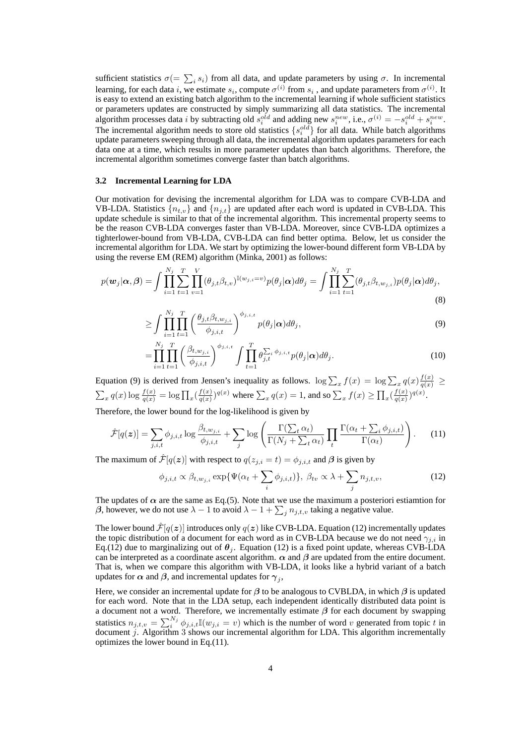sufficient statistics $\sigma (= \sum_i s_i)$ from all data, and update parameters by using $\sigma$. In incremental learning, for each data $i$, we estimate $s_i$, compute $\sigma^{(i)}$ from $s_i$ , and update parameters from $\sigma^{(i)}$. It is easy to extend an existing batch algorithm to the incremental learning if whole sufficient statistics or parameters updates are constructed by simply summarizing all data statistics. The incremental algorithm processes data $i$ by subtracting old $s_i^{old}$ and adding new $s_i^{new}$, i.e., $\sigma^{(i)} = -s_i^{old} + s_i^{new}$. The incremental algorithm needs to store old statistics $\{s_i^{old}\}$ for all data. While batch algorithms update parameters sweeping through all data, the incremental algorithm updates parameters for each data one at a time, which results in more parameter updates than batch algorithms. Therefore, the incremental algorithm sometimes converge faster than batch algorithms.

### 3.2 Incremental Learning for LDA

Our motivation for devising the incremental algorithm for LDA was to compare CVB-LDA and VB-LDA. Statistics $\{n_{t,v}\}$ and $\{n_{j,t}\}$ are updated after each word is updated in CVB-LDA. This update schedule is similar to that of the incremental algorithm. This incremental property seems to be the reason CVB-LDA converges faster than VB-LDA. Moreover, since CVB-LDA optimizes a tighterlower-bound from VB-LDA, CVB-LDA can find better optima. Below, let us consider the incremental algorithm for LDA. We start by optimizing the lower-bound different form VB-LDA by using the reverse EM (REM) algorithm (Minka, 2001) as follows:

$$
p(\boldsymbol{w}_j|\boldsymbol{\alpha},\boldsymbol{\beta}) = \int \prod_{i=1}^{N_j} \sum_{t=1}^{T} \prod_{v=1}^{V} (\theta_{j,t}\beta_{t,v})^{\mathbb{I}(w_{j,i}=v)} p(\theta_j|\boldsymbol{\alpha}) d\theta_j = \int \prod_{i=1}^{N_j} \sum_{t=1}^{T} (\theta_{j,t}\beta_{t,w_{j,i}}) p(\theta_j|\boldsymbol{\alpha}) d\theta_j, \tag{8}
$$

$$
\geq \int \prod_{i=1}^{N_j} \prod_{t=1}^{T} \left( \frac{\theta_{j,t}\beta_{t,w_{j,i}}}{\phi_{j,i,t}} \right)^{\phi_{j,i,t}} p(\theta_j|\boldsymbol{\alpha}) d\theta_j, \tag{9}
$$

$$
= \prod_{i=1}^{N_j} \prod_{t=1}^{T} \left( \frac{\beta_{t,w_{j,i}}}{\phi_{j,i,t}} \right)^{\phi_{j,i,t}} \int \prod_{t=1}^{T} \theta_{j,t}^{\sum_i \phi_{j,i,t}} p(\theta_j|\boldsymbol{\alpha}) d\theta_j. \tag{10}
$$

Equation (9) is derived from Jensen's inequality as follows. $\log \sum_x f(x) = \log \sum_x q(x) \frac{f(x)}{q(x)} \geq \sum_x q(x) \log \frac{f(x)}{q(x)} = \log \prod_x (\frac{f(x)}{q(x)})^{q(x)}$ where $\sum_x q(x) = 1$, and so $\sum_x f(x) \geq \prod_x (\frac{f(x)}{q(x)})^{q(x)}$.

Therefore, the lower bound for the log-likelihood is given by

$$
\hat{\mathcal{F}}[q(\boldsymbol{z})] = \sum_{j,i,t} \phi_{j,i,t} \log \frac{\beta_{t,w_{j,i}}}{\phi_{j,i,t}} + \sum_j \log \left( \frac{\Gamma(\sum_t \alpha_t)}{\Gamma(N_j + \sum_t \alpha_t)} \prod_t \frac{\Gamma(\alpha_t + \sum_i \phi_{j,i,t})}{\Gamma(\alpha_t)} \right). \tag{11}
$$

The maximum of $\hat{\mathcal{F}}[q(\boldsymbol{z})]$ with respect to $q(z_{j,i} = t) = \phi_{j,i,t}$ and $\boldsymbol{\beta}$ is given by

$$
\phi_{j,i,t} \propto \beta_{t,w_{j,i}} \exp\{\Psi(\alpha_t + \sum_i \phi_{j,i,t})\},\ \beta_{tv} \propto \lambda + \sum_j n_{j,t,v}, \tag{12}
$$

The updates of $\boldsymbol{\alpha}$ are the same as Eq.(5). Note that we use the maximum a posteriori estiamtion for $\boldsymbol{\beta}$, however, we do not use $\lambda - 1$ to avoid $\lambda - 1 + \sum_j n_{j,t,v}$ taking a negative value.

The lower bound $\hat{\mathcal{F}}[q(\boldsymbol{z})]$ introduces only $q(\boldsymbol{z})$ like CVB-LDA. Equation (12) incrementally updates the topic distribution of a document for each word as in CVB-LDA because we do not need $\gamma_{j,i}$ in Eq.(12) due to marginalizing out of $\boldsymbol{\theta}_j$. Equation (12) is a fixed point update, whereas CVB-LDA can be interpreted as a coordinate ascent algorithm. $\boldsymbol{\alpha}$ and $\boldsymbol{\beta}$ are updated from the entire document. That is, when we compare this algorithm with VB-LDA, it looks like a hybrid variant of a batch updates for $\boldsymbol{\alpha}$ and $\boldsymbol{\beta}$, and incremental updates for $\boldsymbol{\gamma}_j$,

Here, we consider an incremental update for $\boldsymbol{\beta}$ to be analogous to CVBLDA, in which $\boldsymbol{\beta}$ is updated for each word. Note that in the LDA setup, each independent identically distributed data point is a document not a word. Therefore, we incrementally estimate $\boldsymbol{\beta}$ for each document by swapping statistics $n_{j,t,v} = \sum_i^{N_j} \phi_{j,i,t}\mathbb{I}(w_{j,i} = v)$ which is the number of word $v$ generated from topic $t$ in document $j$. Algorithm 3 shows our incremental algorithm for LDA. This algorithm incrementally optimizes the lower bound in Eq.(11).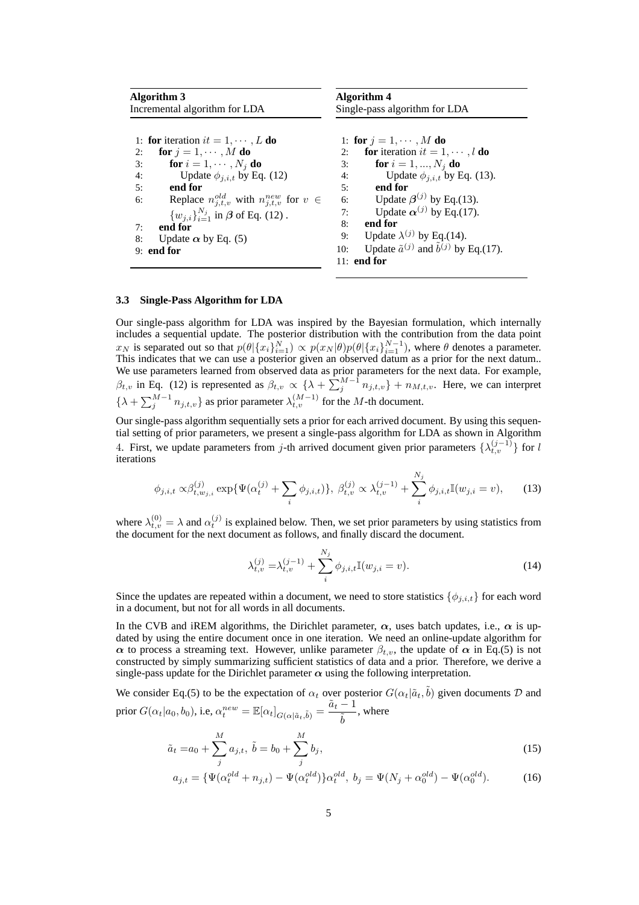**Algorithm 3**
Incremental algorithm for LDA

```
1: for iteration it = 1, ··· , L do
2:   for j = 1, ··· , M do
3:     for i = 1, ··· , N_j do
4:       Update φ_{j,i,t} by Eq. (12)
5:     end for
6:     Replace n^{old}_{j,t,v} with n^{new}_{j,t,v} for v ∈ {w_{j,i}}_{i=1}^{N_j} in β of Eq. (12) .
7:   end for
8:   Update α by Eq. (5)
9: end for
```

**Algorithm 4**
Single-pass algorithm for LDA

```
1: for j = 1, ··· , M do
2:   for iteration it = 1, ··· , l do
3:     for i = 1, ..., N_j do
4:       Update φ_{j,i,t} by Eq. (13).
5:     end for
6:     Update β^{(j)} by Eq.(13).
7:     Update α^{(j)} by Eq.(17).
8:   end for
9:   Update λ^{(j)} by Eq.(14).
10:  Update ã^{(j)} and b̃^{(j)} by Eq.(17).
11: end for
```

### 3.3 Single-Pass Algorithm for LDA

Our single-pass algorithm for LDA was inspired by the Bayesian formulation, which internally includes a sequential update. The posterior distribution with the contribution from the data point $x_N$ is separated out so that $p(\theta|\{x_i\}_{i=1}^{N}) \propto p(x_N|\theta)p(\theta|\{x_i\}_{i=1}^{N-1})$, where $\theta$ denotes a parameter. This indicates that we can use a posterior given an observed datum as a prior for the next datum.. We use parameters learned from observed data as prior parameters for the next data. For example, $\beta_{t,v}$ in Eq. (12) is represented as $\beta_{t,v} \propto \{\lambda + \sum_j^{M-1} n_{j,t,v}\} + n_{M,t,v}$. Here, we can interpret $\{\lambda + \sum_j^{M-1} n_{j,t,v}\}$ as prior parameter $\lambda_{t,v}^{(M-1)}$ for the $M$-th document.

Our single-pass algorithm sequentially sets a prior for each arrived document. By using this sequential setting of prior parameters, we present a single-pass algorithm for LDA as shown in Algorithm 4. First, we update parameters from $j$-th arrived document given prior parameters $\{\lambda_{t,v}^{(j-1)}\}$ for $l$ iterations

$$\phi_{j,i,t} \propto \beta_{t,w_{j,i}}^{(j)} \exp\{\Psi(\alpha_t^{(j)} + \sum_i \phi_{j,i,t})\},\ \beta_{t,v}^{(j)} \propto \lambda_{t,v}^{(j-1)} + \sum_i^{N_j} \phi_{j,i,t}\mathbb{I}(w_{j,i} = v), \tag{13}$$

where $\lambda_{t,v}^{(0)} = \lambda$ and $\alpha_t^{(j)}$ is explained below. Then, we set prior parameters by using statistics from the document for the next document as follows, and finally discard the document.

$$\lambda_{t,v}^{(j)} = \lambda_{t,v}^{(j-1)} + \sum_i^{N_j} \phi_{j,i,t}\mathbb{I}(w_{j,i} = v). \tag{14}$$

Since the updates are repeated within a document, we need to store statistics $\{\phi_{j,i,t}\}$ for each word in a document, but not for all words in all documents.

In the CVB and iREM algorithms, the Dirichlet parameter, $\boldsymbol{\alpha}$, uses batch updates, i.e., $\boldsymbol{\alpha}$ is updated by using the entire document once in one iteration. We need an online-update algorithm for $\boldsymbol{\alpha}$ to process a streaming text. However, unlike parameter $\beta_{t,v}$, the update of $\boldsymbol{\alpha}$ in Eq.(5) is not constructed by simply summarizing sufficient statistics of data and a prior. Therefore, we derive a single-pass update for the Dirichlet parameter $\boldsymbol{\alpha}$ using the following interpretation.

We consider Eq.(5) to be the expectation of $\alpha_t$ over posterior $G(\alpha_t|\tilde{a}_t, \tilde{b})$ given documents $\mathcal{D}$ and prior $G(\alpha_t|a_0, b_0)$, i.e, $\alpha_t^{new} = \mathbb{E}[\alpha_t]_{G(\alpha|\tilde{a}_t,\tilde{b})} = \dfrac{\tilde{a}_t - 1}{\tilde{b}}$, where

$$\tilde{a}_t = a_0 + \sum_j^M a_{j,t},\ \tilde{b} = b_0 + \sum_j^M b_j, \tag{15}$$

$$a_{j,t} = \{\Psi(\alpha_t^{old} + n_{j,t}) - \Psi(\alpha_t^{old})\}\alpha_t^{old},\ b_j = \Psi(N_j + \alpha_0^{old}) - \Psi(\alpha_0^{old}). \tag{16}$$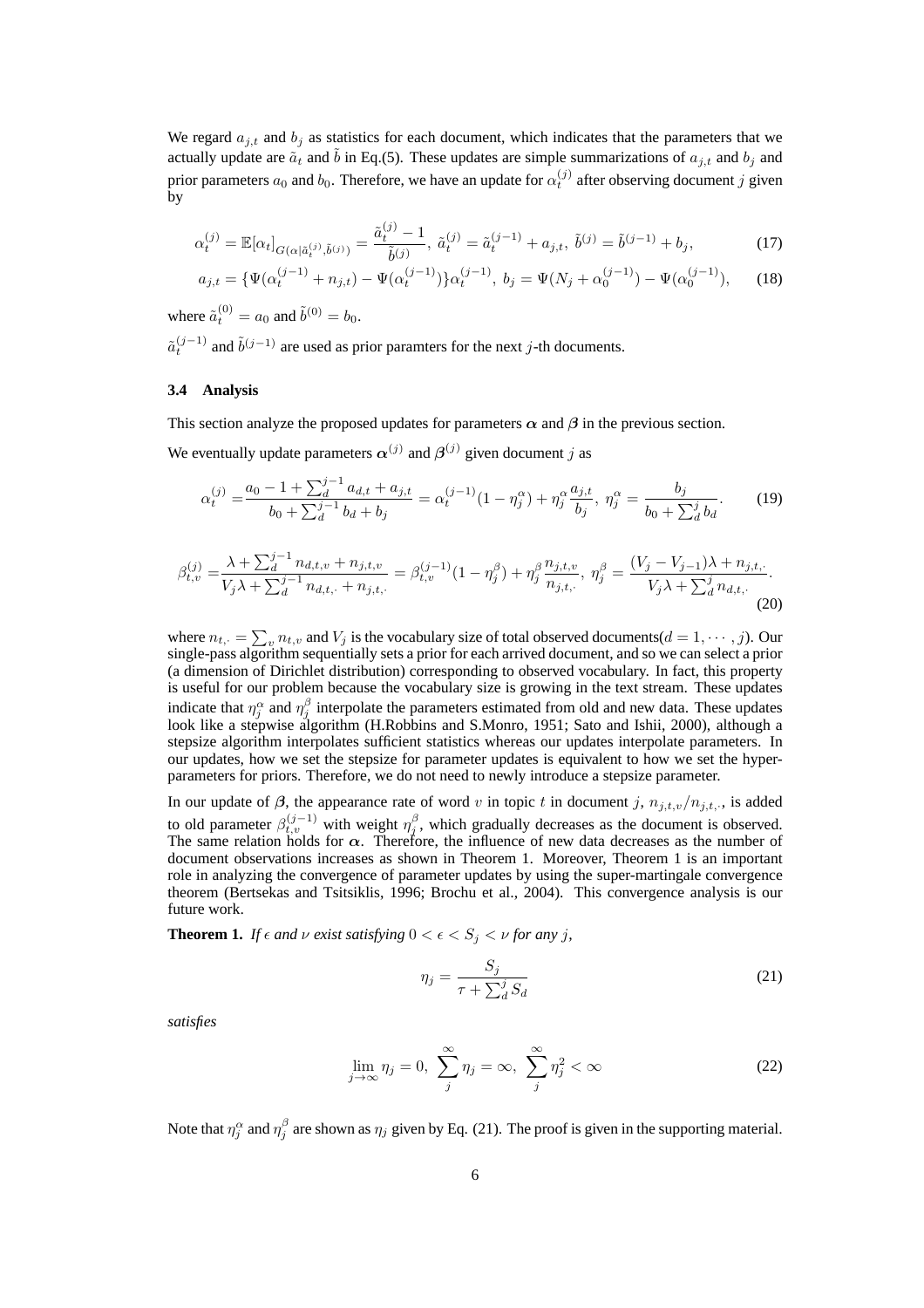We regard $a_{j,t}$ and $b_j$ as statistics for each document, which indicates that the parameters that we actually update are $\tilde{a}_t$ and $\tilde{b}$ in Eq.(5). These updates are simple summarizations of $a_{j,t}$ and $b_j$ and prior parameters $a_0$ and $b_0$. Therefore, we have an update for $\alpha_t^{(j)}$ after observing document $j$ given by

$$\alpha_t^{(j)} = \mathbb{E}[\alpha_t]_{G(\alpha|\tilde{a}_t^{(j)},\tilde{b}^{(j)})} = \frac{\tilde{a}_t^{(j)} - 1}{\tilde{b}^{(j)}},\ \tilde{a}_t^{(j)} = \tilde{a}_t^{(j-1)} + a_{j,t},\ \tilde{b}^{(j)} = \tilde{b}^{(j-1)} + b_j, \tag{17}$$

$$a_{j,t} = \{\Psi(\alpha_t^{(j-1)} + n_{j,t}) - \Psi(\alpha_t^{(j-1)})\}\alpha_t^{(j-1)},\ b_j = \Psi(N_j + \alpha_0^{(j-1)}) - \Psi(\alpha_0^{(j-1)}), \tag{18}$$

where $\tilde{a}_t^{(0)} = a_0$ and $\tilde{b}^{(0)} = b_0$.

$\tilde{a}_t^{(j-1)}$ and $\tilde{b}^{(j-1)}$ are used as prior paramters for the next $j$-th documents.

### 3.4 Analysis

This section analyze the proposed updates for parameters $\boldsymbol{\alpha}$ and $\boldsymbol{\beta}$ in the previous section.

We eventually update parameters $\boldsymbol{\alpha}^{(j)}$ and $\boldsymbol{\beta}^{(j)}$ given document $j$ as

$$\alpha_t^{(j)} = \frac{a_0 - 1 + \sum_d^{j-1} a_{d,t} + a_{j,t}}{b_0 + \sum_d^{j-1} b_d + b_j} = \alpha_t^{(j-1)}(1 - \eta_j^{\alpha}) + \eta_j^{\alpha}\frac{a_{j,t}}{b_j},\ \eta_j^{\alpha} = \frac{b_j}{b_0 + \sum_d^j b_d}. \tag{19}$$

$$\beta_{t,v}^{(j)} = \frac{\lambda + \sum_d^{j-1} n_{d,t,v} + n_{j,t,v}}{V_j\lambda + \sum_d^{j-1} n_{d,t,\cdot} + n_{j,t,\cdot}} = \beta_{t,v}^{(j-1)}(1 - \eta_j^{\beta}) + \eta_j^{\beta}\frac{n_{j,t,v}}{n_{j,t,\cdot}},\ \eta_j^{\beta} = \frac{(V_j - V_{j-1})\lambda + n_{j,t,\cdot}}{V_j\lambda + \sum_d^j n_{d,t,\cdot}}. \tag{20}$$

where $n_{t,\cdot} = \sum_v n_{t,v}$ and $V_j$ is the vocabulary size of total observed documents($d = 1, \cdots, j$). Our single-pass algorithm sequentially sets a prior for each arrived document, and so we can select a prior (a dimension of Dirichlet distribution) corresponding to observed vocabulary. In fact, this property is useful for our problem because the vocabulary size is growing in the text stream. These updates indicate that $\eta_j^{\alpha}$ and $\eta_j^{\beta}$ interpolate the parameters estimated from old and new data. These updates look like a stepwise algorithm (H.Robbins and S.Monro, 1951; Sato and Ishii, 2000), although a stepsize algorithm interpolates sufficient statistics whereas our updates interpolate parameters. In our updates, how we set the stepsize for parameter updates is equivalent to how we set the hyperparameters for priors. Therefore, we do not need to newly introduce a stepsize parameter.

In our update of $\boldsymbol{\beta}$, the appearance rate of word $v$ in topic $t$ in document $j$, $n_{j,t,v}/n_{j,t,\cdot}$, is added to old parameter $\beta_{t,v}^{(j-1)}$ with weight $\eta_j^{\beta}$, which gradually decreases as the document is observed. The same relation holds for $\boldsymbol{\alpha}$. Therefore, the influence of new data decreases as the number of document observations increases as shown in Theorem 1. Moreover, Theorem 1 is an important role in analyzing the convergence of parameter updates by using the super-martingale convergence theorem (Bertsekas and Tsitsiklis, 1996; Brochu et al., 2004). This convergence analysis is our future work.

**Theorem 1.** *If $\epsilon$ and $\nu$ exist satisfying $0 < \epsilon < S_j < \nu$ for any $j$,*

$$\eta_j = \frac{S_j}{\tau + \sum_d^j S_d} \tag{21}$$

*satisfies*

$$\lim_{j\to\infty} \eta_j = 0,\ \sum_j^{\infty} \eta_j = \infty,\ \sum_j^{\infty} \eta_j^2 < \infty \tag{22}$$

Note that $\eta_j^{\alpha}$ and $\eta_j^{\beta}$ are shown as $\eta_j$ given by Eq. (21). The proof is given in the supporting material.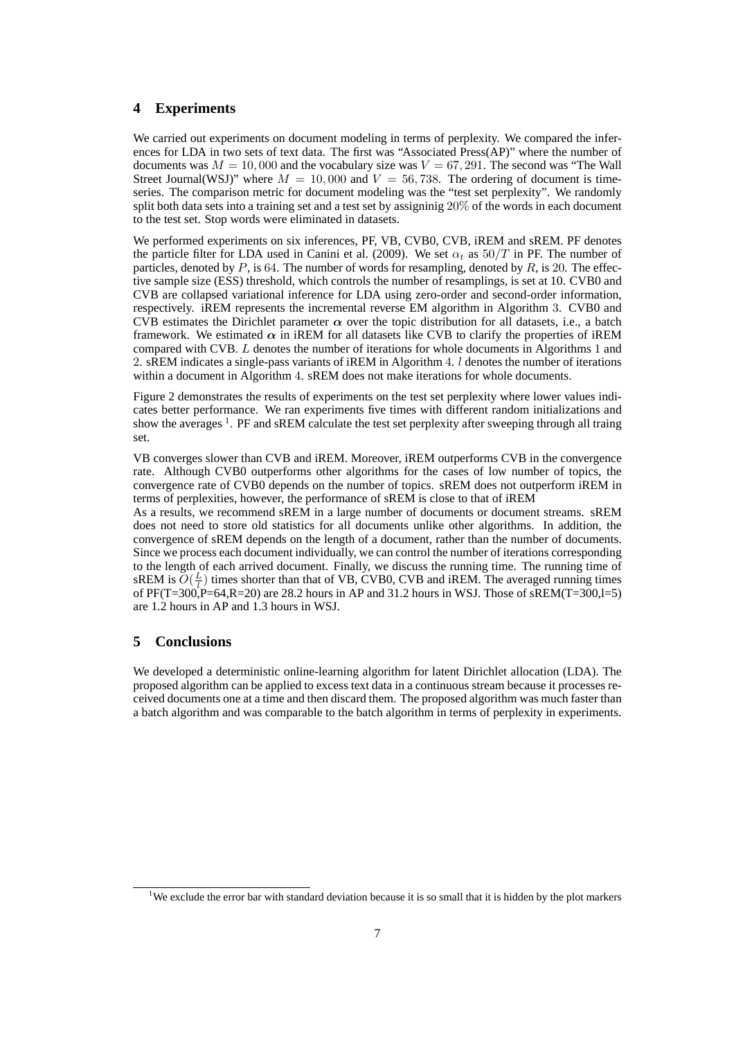## 4 Experiments

We carried out experiments on document modeling in terms of perplexity. We compared the inferences for LDA in two sets of text data. The first was "Associated Press(AP)" where the number of documents was $M = 10,000$ and the vocabulary size was $V = 67,291$. The second was "The Wall Street Journal(WSJ)" where $M = 10,000$ and $V = 56,738$. The ordering of document is time-series. The comparison metric for document modeling was the "test set perplexity". We randomly split both data sets into a training set and a test set by assigninig $20\%$ of the words in each document to the test set. Stop words were eliminated in datasets.

We performed experiments on six inferences, PF, VB, CVB0, CVB, iREM and sREM. PF denotes the particle filter for LDA used in Canini et al. (2009). We set $\alpha_t$ as $50/T$ in PF. The number of particles, denoted by $P$, is $64$. The number of words for resampling, denoted by $R$, is $20$. The effective sample size (ESS) threshold, which controls the number of resamplings, is set at 10. CVB0 and CVB are collapsed variational inference for LDA using zero-order and second-order information, respectively. iREM represents the incremental reverse EM algorithm in Algorithm $3$. CVB0 and CVB estimates the Dirichlet parameter $\boldsymbol{\alpha}$ over the topic distribution for all datasets, i.e., a batch framework. We estimated $\boldsymbol{\alpha}$ in iREM for all datasets like CVB to clarify the properties of iREM compared with CVB. $L$ denotes the number of iterations for whole documents in Algorithms $1$ and $2$. sREM indicates a single-pass variants of iREM in Algorithm $4$. $l$ denotes the number of iterations within a document in Algorithm $4$. sREM does not make iterations for whole documents.

Figure 2 demonstrates the results of experiments on the test set perplexity where lower values indicates better performance. We ran experiments five times with different random initializations and show the averages [1]. PF and sREM calculate the test set perplexity after sweeping through all traing set.

VB converges slower than CVB and iREM. Moreover, iREM outperforms CVB in the convergence rate. Although CVB0 outperforms other algorithms for the cases of low number of topics, the convergence rate of CVB0 depends on the number of topics. sREM does not outperform iREM in terms of perplexities, however, the performance of sREM is close to that of iREM
As a results, we recommend sREM in a large number of documents or document streams. sREM does not need to store old statistics for all documents unlike other algorithms. In addition, the convergence of sREM depends on the length of a document, rather than the number of documents. Since we process each document individually, we can control the number of iterations corresponding to the length of each arrived document. Finally, we discuss the running time. The running time of sREM is $O(\frac{L}{l})$ times shorter than that of VB, CVB0, CVB and iREM. The averaged running times of PF(T=300,P=64,R=20) are 28.2 hours in AP and 31.2 hours in WSJ. Those of sREM(T=300,l=5) are 1.2 hours in AP and 1.3 hours in WSJ.

## 5 Conclusions

We developed a deterministic online-learning algorithm for latent Dirichlet allocation (LDA). The proposed algorithm can be applied to excess text data in a continuous stream because it processes received documents one at a time and then discard them. The proposed algorithm was much faster than a batch algorithm and was comparable to the batch algorithm in terms of perplexity in experiments.

[1] We exclude the error bar with standard deviation because it is so small that it is hidden by the plot markers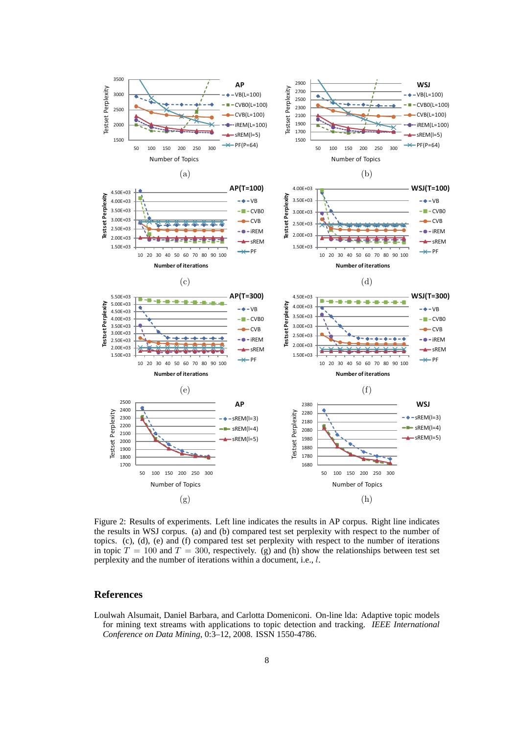Figure 2: Results of experiments. Left line indicates the results in AP corpus. Right line indicates the results in WSJ corpus. (a) and (b) compared test set perplexity with respect to the number of topics. (c), (d), (e) and (f) compared test set perplexity with respect to the number of iterations in topic $T = 100$ and $T = 300$, respectively. (g) and (h) show the relationships between test set perplexity and the number of iterations within a document, i.e., $l$.

## References

Loulwah Alsumait, Daniel Barbara, and Carlotta Domeniconi. On-line lda: Adaptive topic models for mining text streams with applications to topic detection and tracking. *IEEE International Conference on Data Mining*, 0:3–12, 2008. ISSN 1550-4786.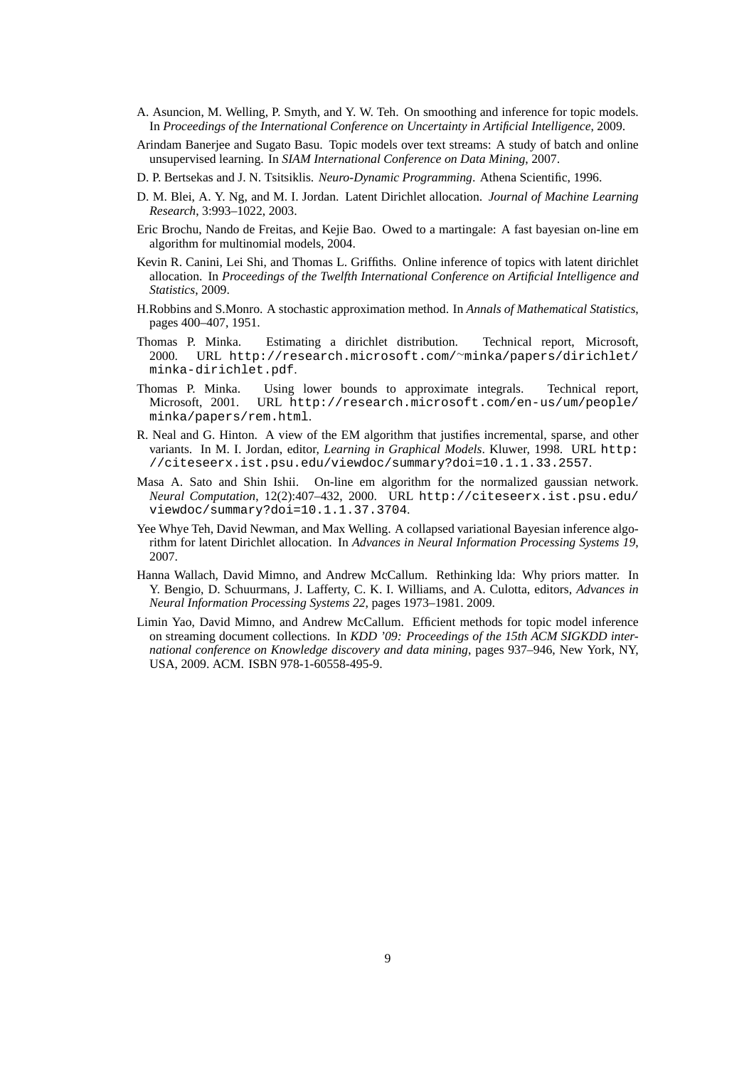A. Asuncion, M. Welling, P. Smyth, and Y. W. Teh. On smoothing and inference for topic models. In *Proceedings of the International Conference on Uncertainty in Artificial Intelligence*, 2009.

Arindam Banerjee and Sugato Basu. Topic models over text streams: A study of batch and online unsupervised learning. In *SIAM International Conference on Data Mining*, 2007.

D. P. Bertsekas and J. N. Tsitsiklis. *Neuro-Dynamic Programming*. Athena Scientific, 1996.

D. M. Blei, A. Y. Ng, and M. I. Jordan. Latent Dirichlet allocation. *Journal of Machine Learning Research*, 3:993–1022, 2003.

Eric Brochu, Nando de Freitas, and Kejie Bao. Owed to a martingale: A fast bayesian on-line em algorithm for multinomial models, 2004.

Kevin R. Canini, Lei Shi, and Thomas L. Griffiths. Online inference of topics with latent dirichlet allocation. In *Proceedings of the Twelfth International Conference on Artificial Intelligence and Statistics*, 2009.

H.Robbins and S.Monro. A stochastic approximation method. In *Annals of Mathematical Statistics*, pages 400–407, 1951.

Thomas P. Minka. Estimating a dirichlet distribution. Technical report, Microsoft, 2000. URL `http://research.microsoft.com/~minka/papers/dirichlet/minka-dirichlet.pdf`.

Thomas P. Minka. Using lower bounds to approximate integrals. Technical report, Microsoft, 2001. URL `http://research.microsoft.com/en-us/um/people/minka/papers/rem.html`.

R. Neal and G. Hinton. A view of the EM algorithm that justifies incremental, sparse, and other variants. In M. I. Jordan, editor, *Learning in Graphical Models*. Kluwer, 1998. URL `http://citeseerx.ist.psu.edu/viewdoc/summary?doi=10.1.1.33.2557`.

Masa A. Sato and Shin Ishii. On-line em algorithm for the normalized gaussian network. *Neural Computation*, 12(2):407–432, 2000. URL `http://citeseerx.ist.psu.edu/viewdoc/summary?doi=10.1.1.37.3704`.

Yee Whye Teh, David Newman, and Max Welling. A collapsed variational Bayesian inference algorithm for latent Dirichlet allocation. In *Advances in Neural Information Processing Systems 19*, 2007.

Hanna Wallach, David Mimno, and Andrew McCallum. Rethinking lda: Why priors matter. In Y. Bengio, D. Schuurmans, J. Lafferty, C. K. I. Williams, and A. Culotta, editors, *Advances in Neural Information Processing Systems 22*, pages 1973–1981. 2009.

Limin Yao, David Mimno, and Andrew McCallum. Efficient methods for topic model inference on streaming document collections. In *KDD '09: Proceedings of the 15th ACM SIGKDD international conference on Knowledge discovery and data mining*, pages 937–946, New York, NY, USA, 2009. ACM. ISBN 978-1-60558-495-9.